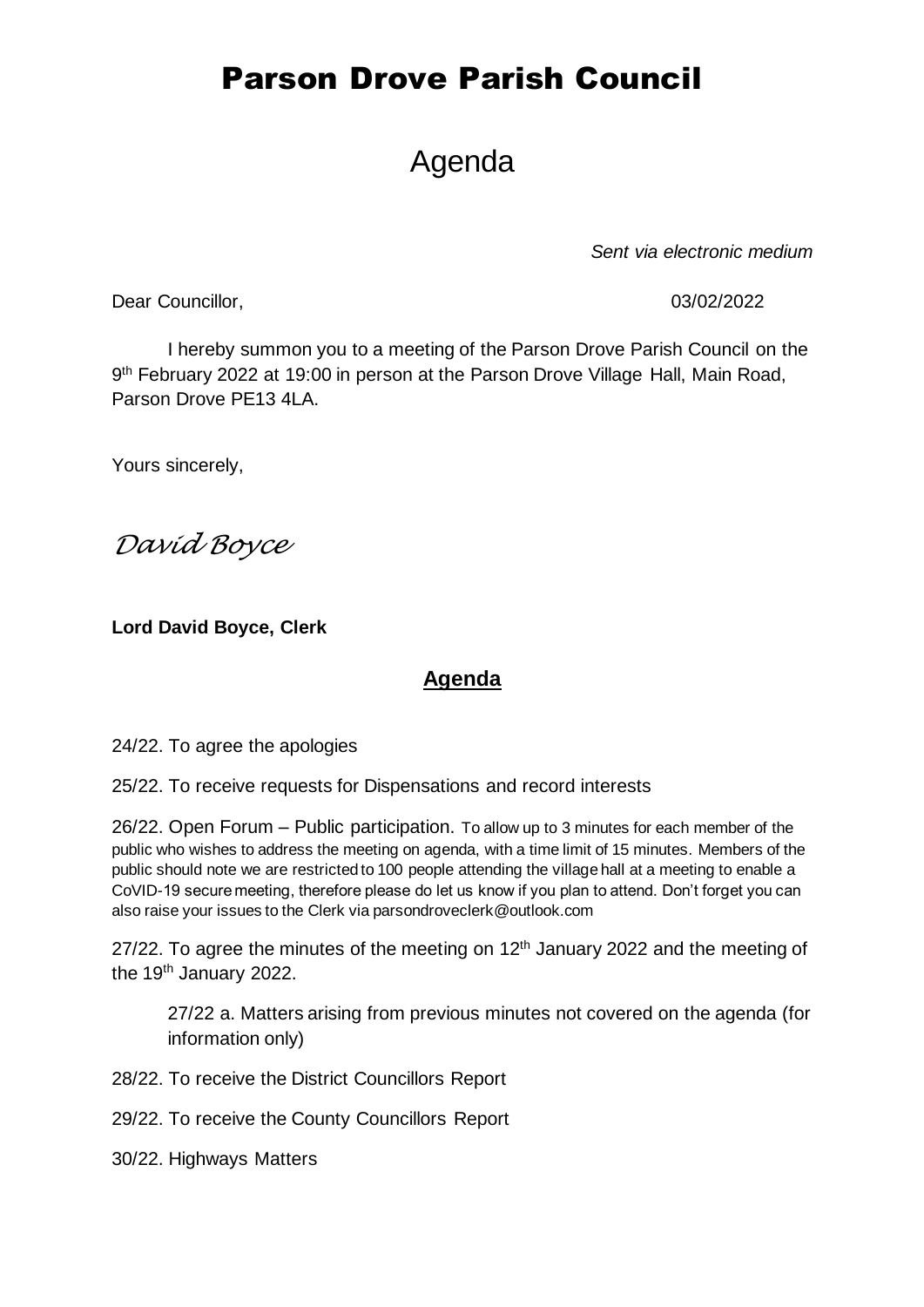# Parson Drove Parish Council

## Agenda

*Sent via electronic medium*

Dear Councillor, 03/02/2022

I hereby summon you to a meeting of the Parson Drove Parish Council on the 9th February 2022 at 19:00 in person at the Parson Drove Village Hall, Main Road, Parson Drove PE13 4LA.

Yours sincerely,

*David Boyce*

**Lord David Boyce, Clerk**

### Agenda

24/22. To agree the apologies

25/22. To receive requests for Dispensations and record interests

26/22. Open Forum – Public participation. To allow up to 3 minutes for each member of the public who wishes to address the meeting on agenda, with a time limit of 15 minutes. Members of the public should note we are restricted to 100 people attending the village hall at a meeting to enable a CoVID-19 secure meeting, therefore please do let us know if you plan to attend. Don't forget you can also raise your issues to the Clerk via parsondroveclerk@outlook.com

27/22. To agree the minutes of the meeting on 12th January 2022 and the meeting of the 19th January 2022.

> 27/22 a. Matters arising from previous minutes not covered on the agenda (for information only)

28/22. To receive the District Councillors Report

29/22. To receive the County Councillors Report

30/22. Highways Matters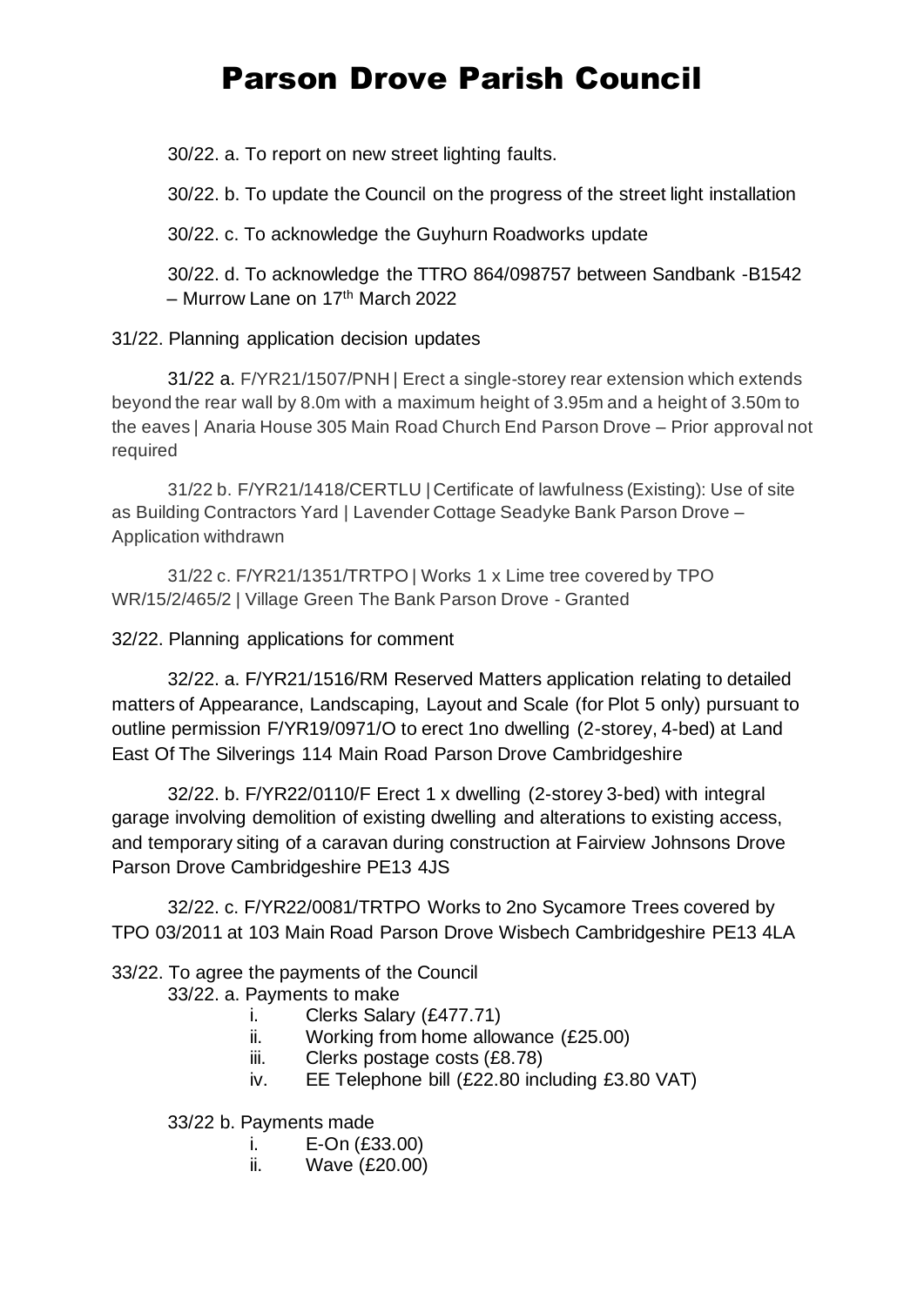# Parson Drove Parish Council

30/22. a. To report on new street lighting faults.

30/22. b. To update the Council on the progress of the street light installation

30/22. c. To acknowledge the Guyhurn Roadworks update

30/22. d. To acknowledge the TTRO 864/098757 between Sandbank -B1542 – Murrow Lane on 17th March 2022

31/22. Planning application decision updates

31/22 a. F/YR21/1507/PNH | Erect a single-storey rear extension which extends beyond the rear wall by 8.0m with a maximum height of 3.95m and a height of 3.50m to the eaves | Anaria House 305 Main Road Church End Parson Drove – Prior approval not required

31/22 b. F/YR21/1418/CERTLU | Certificate of lawfulness (Existing): Use of site as Building Contractors Yard | Lavender Cottage Seadyke Bank Parson Drove – Application withdrawn

31/22 c. F/YR21/1351/TRTPO | Works 1 x Lime tree covered by TPO WR/15/2/465/2 | Village Green The Bank Parson Drove - Granted

32/22. Planning applications for comment

32/22. a. F/YR21/1516/RM Reserved Matters application relating to detailed matters of Appearance, Landscaping, Layout and Scale (for Plot 5 only) pursuant to outline permission F/YR19/0971/O to erect 1no dwelling (2-storey, 4-bed) at Land East Of The Silverings 114 Main Road Parson Drove Cambridgeshire

32/22. b. F/YR22/0110/F Erect 1 x dwelling (2-storey 3-bed) with integral garage involving demolition of existing dwelling and alterations to existing access, and temporary siting of a caravan during construction at Fairview Johnsons Drove Parson Drove Cambridgeshire PE13 4JS

32/22. c. F/YR22/0081/TRTPO Works to 2no Sycamore Trees covered by TPO 03/2011 at 103 Main Road Parson Drove Wisbech Cambridgeshire PE13 4LA

33/22. To agree the payments of the Council

33/22. a. Payments to make

i. Clerks Salary (£477.71)
ii. Working from home allowance (£25.00)
iii. Clerks postage costs (£8.78)
iv. EE Telephone bill (£22.80 including £3.80 VAT)

33/22 b. Payments made

i. E-On (£33.00)
ii. Wave (£20.00)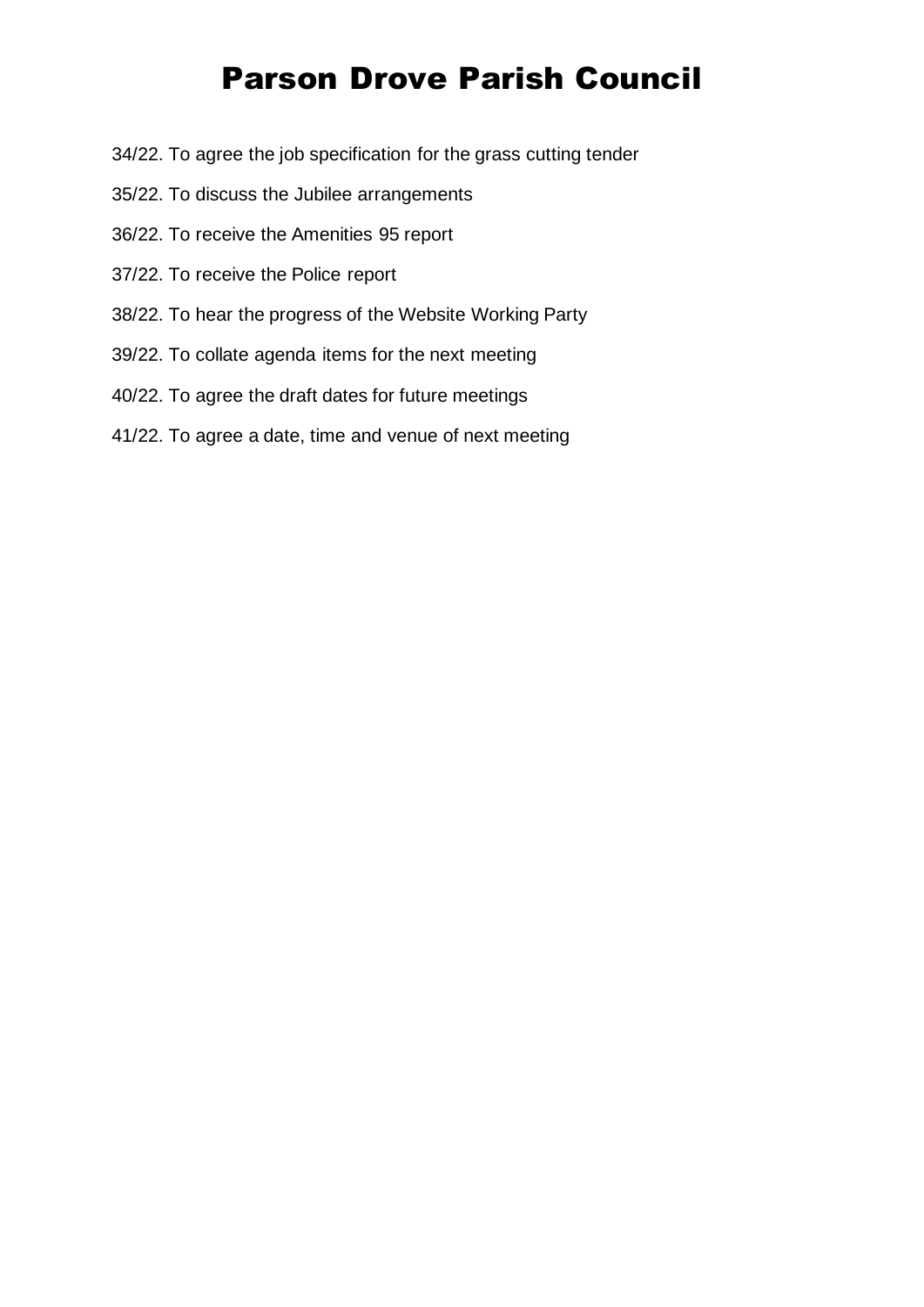# Parson Drove Parish Council

34/22. To agree the job specification for the grass cutting tender

35/22. To discuss the Jubilee arrangements

36/22. To receive the Amenities 95 report

37/22. To receive the Police report

38/22. To hear the progress of the Website Working Party

39/22. To collate agenda items for the next meeting

40/22. To agree the draft dates for future meetings

41/22. To agree a date, time and venue of next meeting